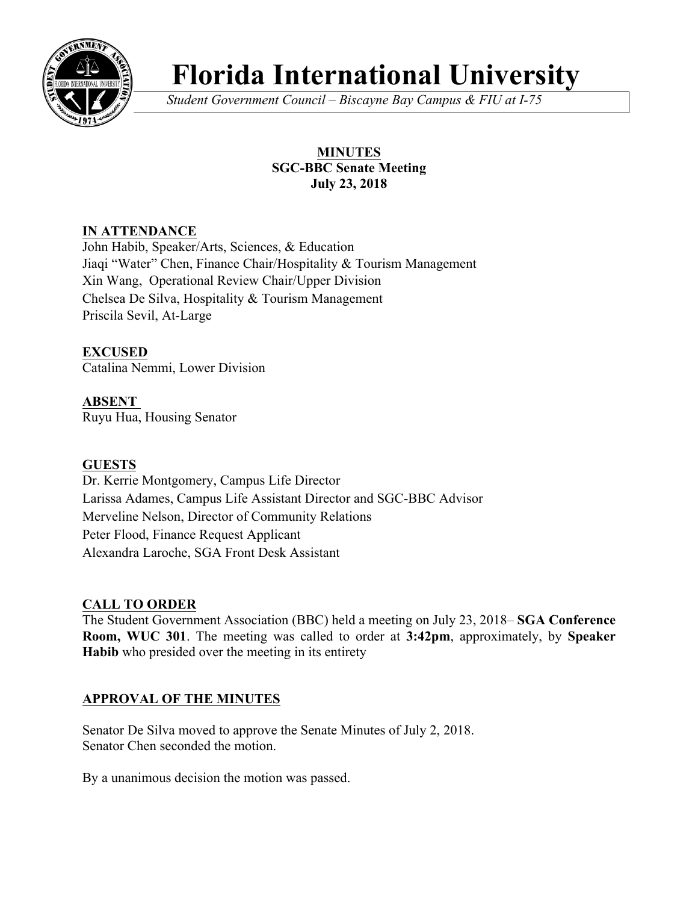# Florida International University

*Student Government Council – Biscayne Bay Campus & FIU at I-75*

**MINUTES**
**SGC-BBC Senate Meeting**
**July 23, 2018**

## IN ATTENDANCE

John Habib, Speaker/Arts, Sciences, & Education
Jiaqi "Water" Chen, Finance Chair/Hospitality & Tourism Management
Xin Wang, Operational Review Chair/Upper Division
Chelsea De Silva, Hospitality & Tourism Management
Priscila Sevil, At-Large

## EXCUSED

Catalina Nemmi, Lower Division

## ABSENT

Ruyu Hua, Housing Senator

## GUESTS

Dr. Kerrie Montgomery, Campus Life Director
Larissa Adames, Campus Life Assistant Director and SGC-BBC Advisor
Merveline Nelson, Director of Community Relations
Peter Flood, Finance Request Applicant
Alexandra Laroche, SGA Front Desk Assistant

## CALL TO ORDER

The Student Government Association (BBC) held a meeting on July 23, 2018– **SGA Conference Room, WUC 301**. The meeting was called to order at **3:42pm**, approximately, by **Speaker Habib** who presided over the meeting in its entirety

## APPROVAL OF THE MINUTES

Senator De Silva moved to approve the Senate Minutes of July 2, 2018.
Senator Chen seconded the motion.

By a unanimous decision the motion was passed.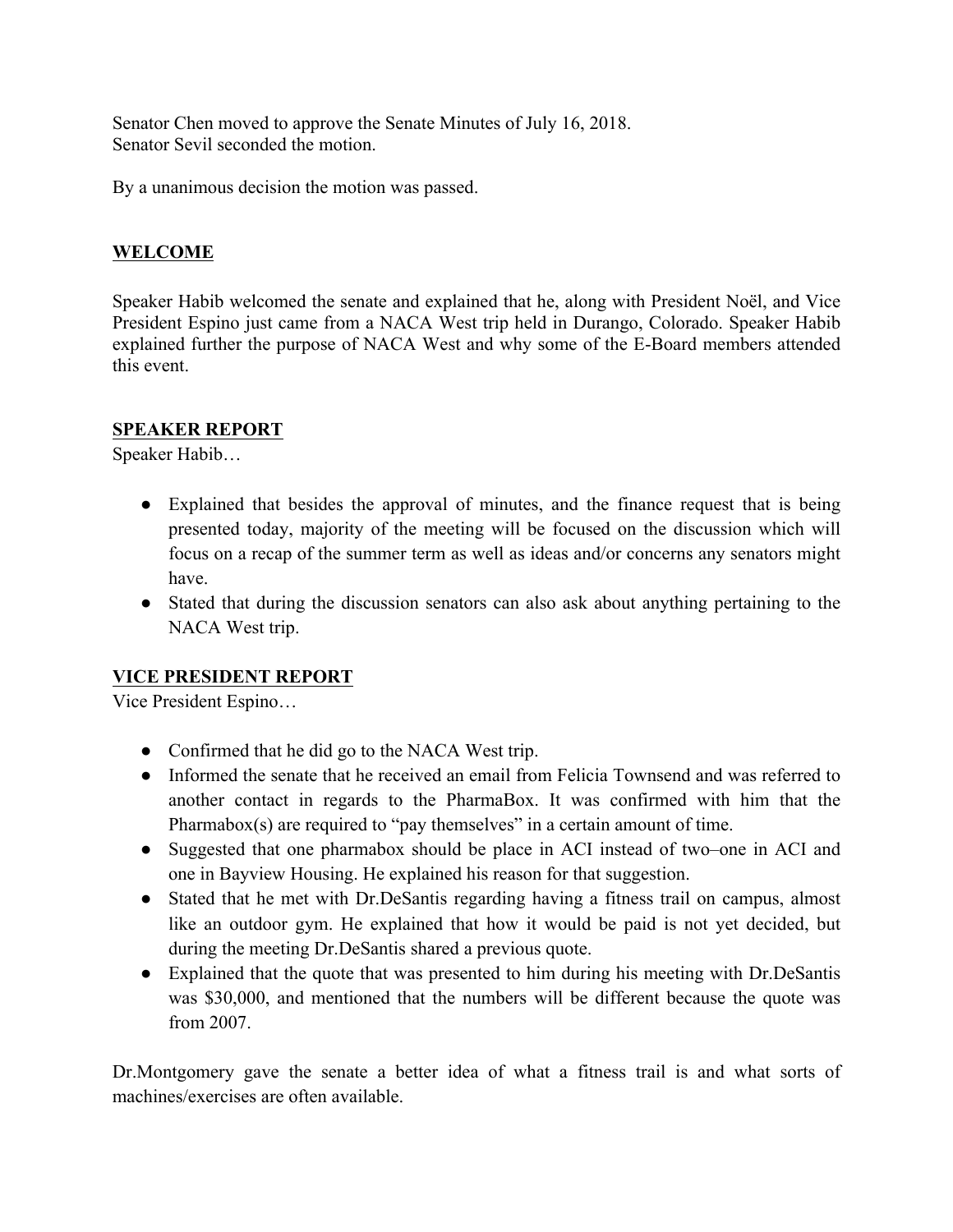Senator Chen moved to approve the Senate Minutes of July 16, 2018.
Senator Sevil seconded the motion.

By a unanimous decision the motion was passed.

## WELCOME

Speaker Habib welcomed the senate and explained that he, along with President Noël, and Vice President Espino just came from a NACA West trip held in Durango, Colorado. Speaker Habib explained further the purpose of NACA West and why some of the E-Board members attended this event.

## SPEAKER REPORT

Speaker Habib…

- Explained that besides the approval of minutes, and the finance request that is being presented today, majority of the meeting will be focused on the discussion which will focus on a recap of the summer term as well as ideas and/or concerns any senators might have.
- Stated that during the discussion senators can also ask about anything pertaining to the NACA West trip.

## VICE PRESIDENT REPORT

Vice President Espino…

- Confirmed that he did go to the NACA West trip.
- Informed the senate that he received an email from Felicia Townsend and was referred to another contact in regards to the PharmaBox. It was confirmed with him that the Pharmabox(s) are required to "pay themselves" in a certain amount of time.
- Suggested that one pharmabox should be place in ACI instead of two–one in ACI and one in Bayview Housing. He explained his reason for that suggestion.
- Stated that he met with Dr.DeSantis regarding having a fitness trail on campus, almost like an outdoor gym. He explained that how it would be paid is not yet decided, but during the meeting Dr.DeSantis shared a previous quote.
- Explained that the quote that was presented to him during his meeting with Dr.DeSantis was $30,000, and mentioned that the numbers will be different because the quote was from 2007.

Dr.Montgomery gave the senate a better idea of what a fitness trail is and what sorts of machines/exercises are often available.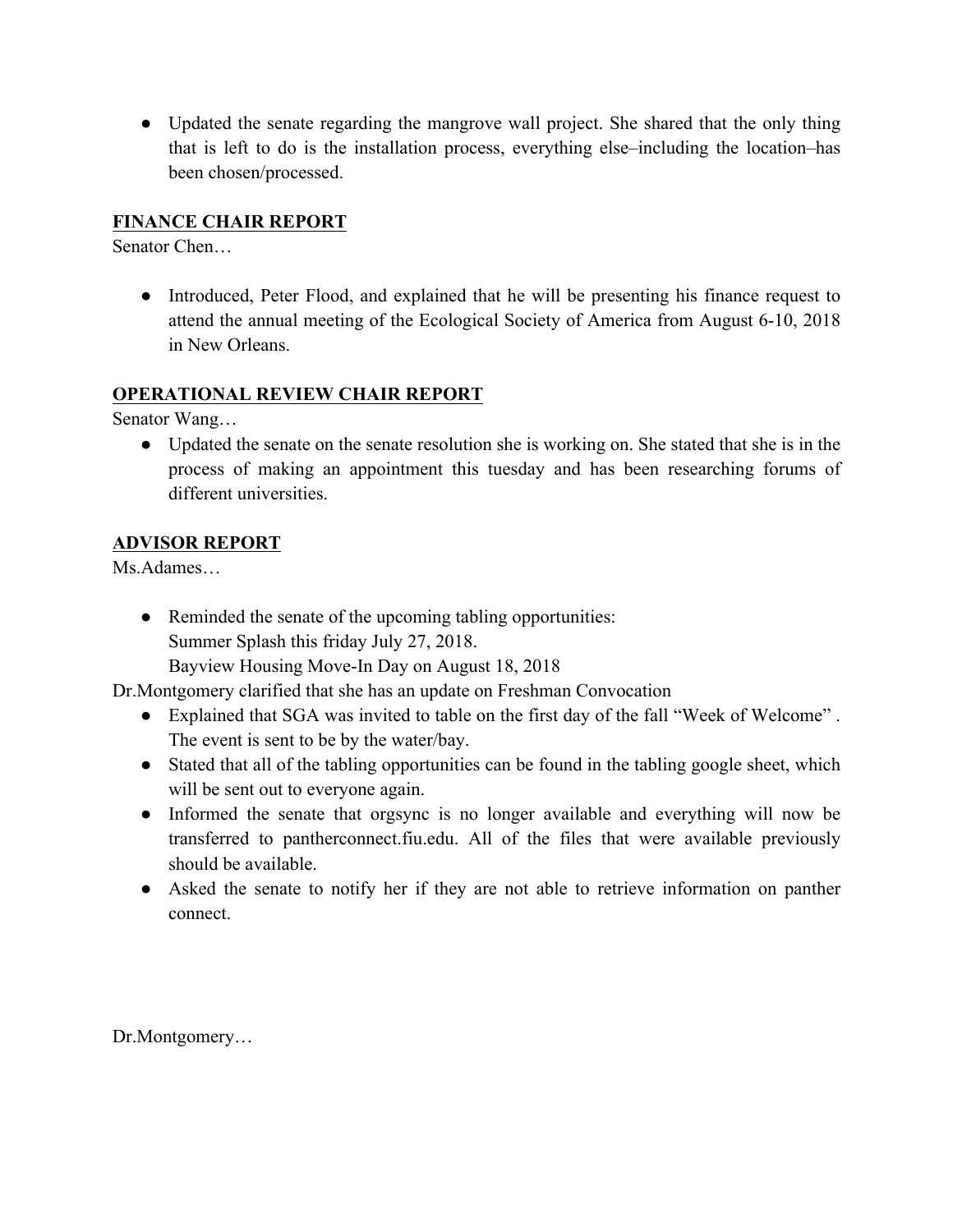- Updated the senate regarding the mangrove wall project. She shared that the only thing that is left to do is the installation process, everything else–including the location–has been chosen/processed.

**FINANCE CHAIR REPORT**

Senator Chen…

- Introduced, Peter Flood, and explained that he will be presenting his finance request to attend the annual meeting of the Ecological Society of America from August 6-10, 2018 in New Orleans.

**OPERATIONAL REVIEW CHAIR REPORT**

Senator Wang…

- Updated the senate on the senate resolution she is working on. She stated that she is in the process of making an appointment this tuesday and has been researching forums of different universities.

**ADVISOR REPORT**

Ms.Adames…

- Reminded the senate of the upcoming tabling opportunities:
  Summer Splash this friday July 27, 2018.
  Bayview Housing Move-In Day on August 18, 2018

Dr.Montgomery clarified that she has an update on Freshman Convocation

- Explained that SGA was invited to table on the first day of the fall "Week of Welcome" . The event is sent to be by the water/bay.
- Stated that all of the tabling opportunities can be found in the tabling google sheet, which will be sent out to everyone again.
- Informed the senate that orgsync is no longer available and everything will now be transferred to pantherconnect.fiu.edu. All of the files that were available previously should be available.
- Asked the senate to notify her if they are not able to retrieve information on panther connect.

Dr.Montgomery…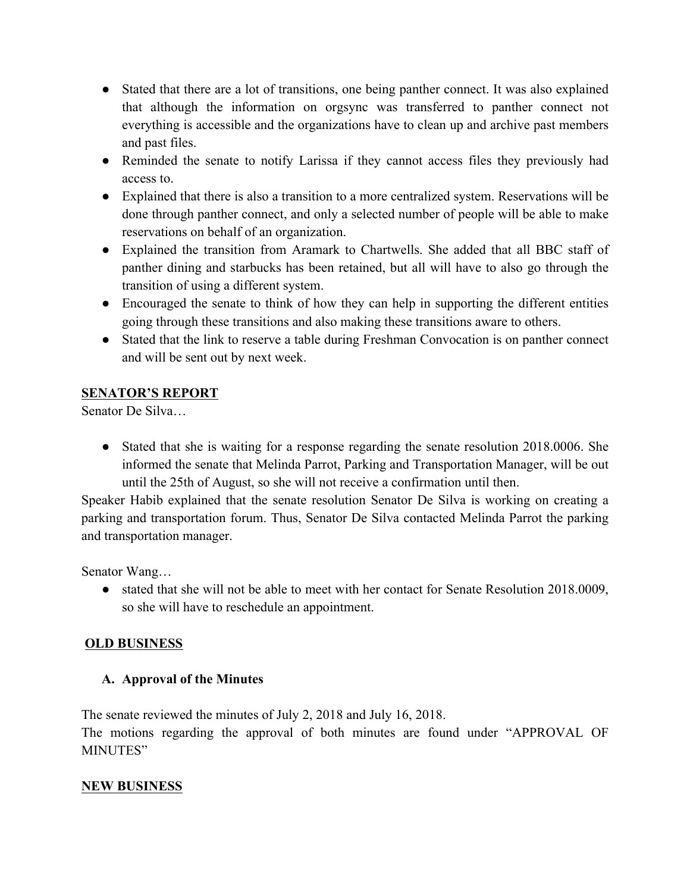- Stated that there are a lot of transitions, one being panther connect. It was also explained that although the information on orgsync was transferred to panther connect not everything is accessible and the organizations have to clean up and archive past members and past files.
- Reminded the senate to notify Larissa if they cannot access files they previously had access to.
- Explained that there is also a transition to a more centralized system. Reservations will be done through panther connect, and only a selected number of people will be able to make reservations on behalf of an organization.
- Explained the transition from Aramark to Chartwells. She added that all BBC staff of panther dining and starbucks has been retained, but all will have to also go through the transition of using a different system.
- Encouraged the senate to think of how they can help in supporting the different entities going through these transitions and also making these transitions aware to others.
- Stated that the link to reserve a table during Freshman Convocation is on panther connect and will be sent out by next week.

## SENATOR'S REPORT

Senator De Silva…

- Stated that she is waiting for a response regarding the senate resolution 2018.0006. She informed the senate that Melinda Parrot, Parking and Transportation Manager, will be out until the 25th of August, so she will not receive a confirmation until then.

Speaker Habib explained that the senate resolution Senator De Silva is working on creating a parking and transportation forum. Thus, Senator De Silva contacted Melinda Parrot the parking and transportation manager.

Senator Wang…

- stated that she will not be able to meet with her contact for Senate Resolution 2018.0009, so she will have to reschedule an appointment.

## OLD BUSINESS

### A. Approval of the Minutes

The senate reviewed the minutes of July 2, 2018 and July 16, 2018.
The motions regarding the approval of both minutes are found under "APPROVAL OF MINUTES"

## NEW BUSINESS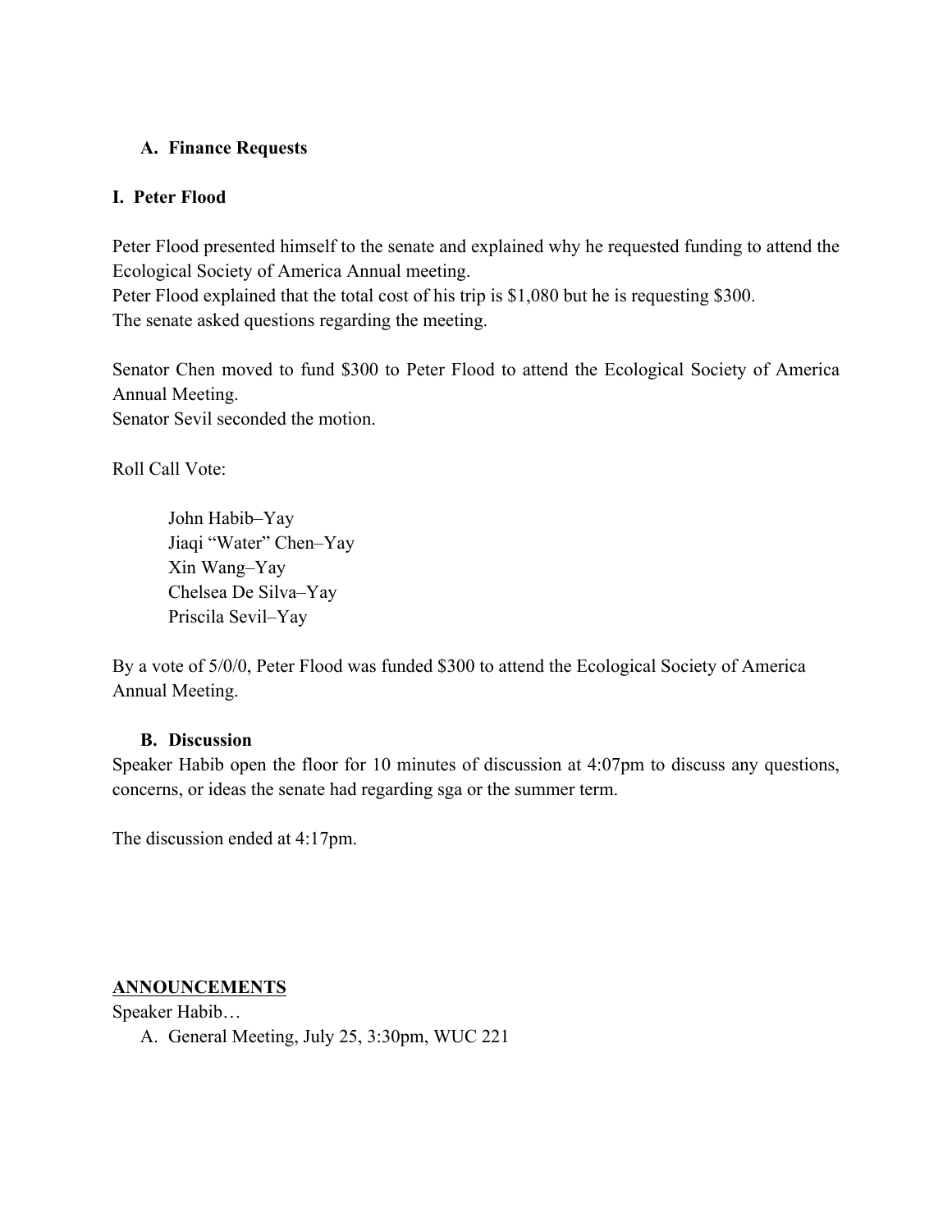**A. Finance Requests**

**I. Peter Flood**

Peter Flood presented himself to the senate and explained why he requested funding to attend the Ecological Society of America Annual meeting.
Peter Flood explained that the total cost of his trip is $1,080 but he is requesting $300.
The senate asked questions regarding the meeting.

Senator Chen moved to fund $300 to Peter Flood to attend the Ecological Society of America Annual Meeting.
Senator Sevil seconded the motion.

Roll Call Vote:

John Habib–Yay
Jiaqi "Water" Chen–Yay
Xin Wang–Yay
Chelsea De Silva–Yay
Priscila Sevil–Yay

By a vote of 5/0/0, Peter Flood was funded $300 to attend the Ecological Society of America Annual Meeting.

**B. Discussion**

Speaker Habib open the floor for 10 minutes of discussion at 4:07pm to discuss any questions, concerns, or ideas the senate had regarding sga or the summer term.

The discussion ended at 4:17pm.

**ANNOUNCEMENTS**

Speaker Habib…

A. General Meeting, July 25, 3:30pm, WUC 221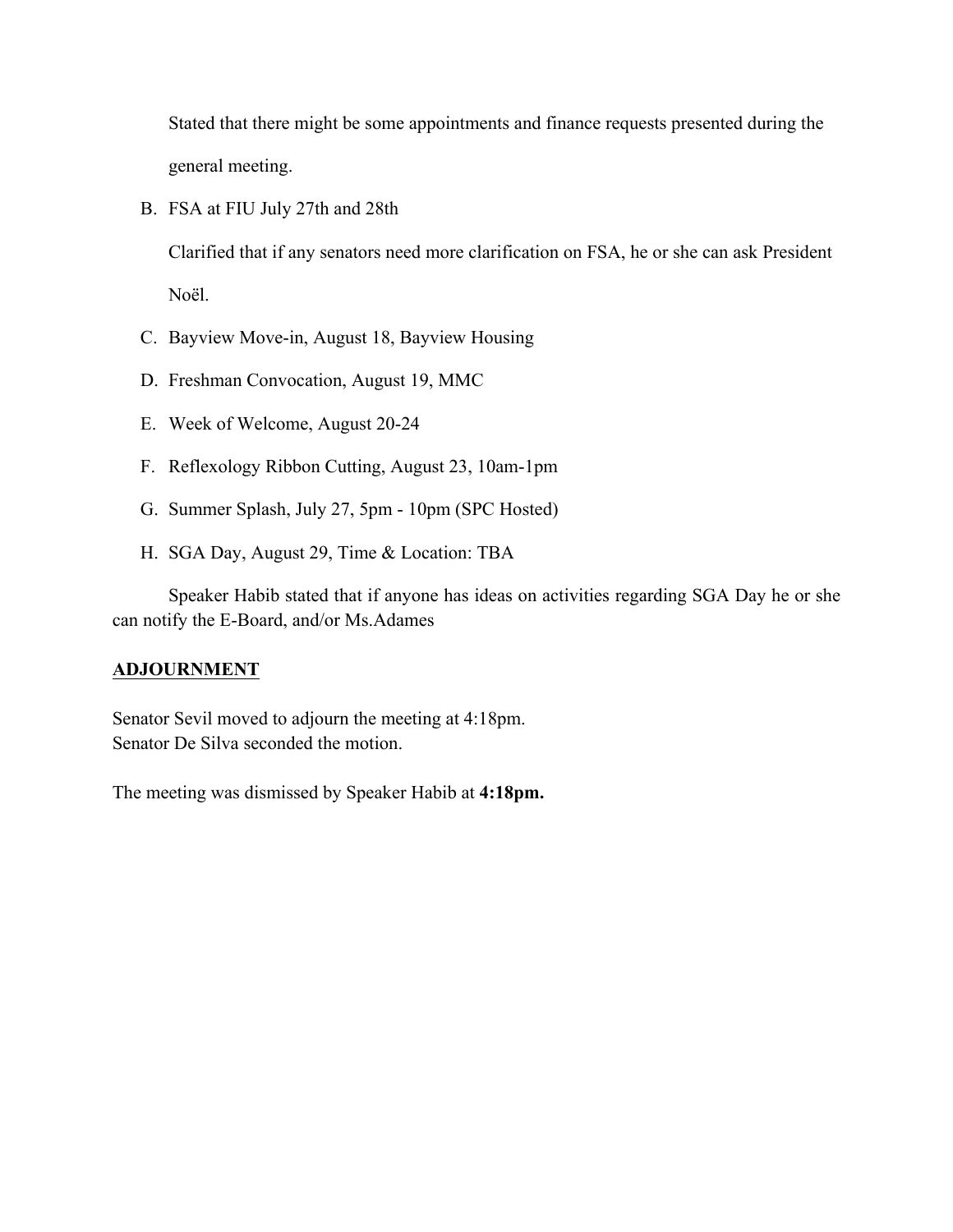Stated that there might be some appointments and finance requests presented during the general meeting.

B. FSA at FIU July 27th and 28th

   Clarified that if any senators need more clarification on FSA, he or she can ask President Noël.

C. Bayview Move-in, August 18, Bayview Housing

D. Freshman Convocation, August 19, MMC

E. Week of Welcome, August 20-24

F. Reflexology Ribbon Cutting, August 23, 10am-1pm

G. Summer Splash, July 27, 5pm - 10pm (SPC Hosted)

H. SGA Day, August 29, Time & Location: TBA

Speaker Habib stated that if anyone has ideas on activities regarding SGA Day he or she can notify the E-Board, and/or Ms.Adames

## ADJOURNMENT

Senator Sevil moved to adjourn the meeting at 4:18pm.
Senator De Silva seconded the motion.

The meeting was dismissed by Speaker Habib at **4:18pm.**